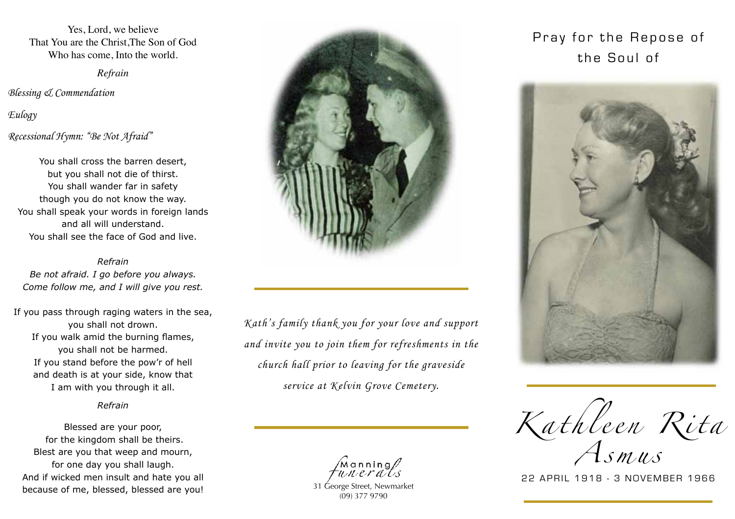Yes, Lord, we believe
That You are the Christ,The Son of God
Who has come, Into the world.

*Refrain*

*Blessing & Commendation*

*Eulogy*

*Recessional Hymn: "Be Not Afraid"*

You shall cross the barren desert,
but you shall not die of thirst.
You shall wander far in safety
though you do not know the way.
You shall speak your words in foreign lands
and all will understand.
You shall see the face of God and live.

*Refrain*
*Be not afraid. I go before you always.*
*Come follow me, and I will give you rest.*

If you pass through raging waters in the sea,
you shall not drown.
If you walk amid the burning flames,
you shall not be harmed.
If you stand before the pow'r of hell
and death is at your side, know that
I am with you through it all.

*Refrain*

Blessed are your poor,
for the kingdom shall be theirs.
Blest are you that weep and mourn,
for one day you shall laugh.
And if wicked men insult and hate you all
because of me, blessed, blessed are you!

*Kath's family thank you for your love and support and invite you to join them for refreshments in the church hall prior to leaving for the graveside service at Kelvin Grove Cemetery.*

Manning Funerals
31 George Street, Newmarket
(09) 377 9790

Pray for the Repose of the Soul of

# *Kathleen Rita Asmus*

22 APRIL 1918 - 3 NOVEMBER 1966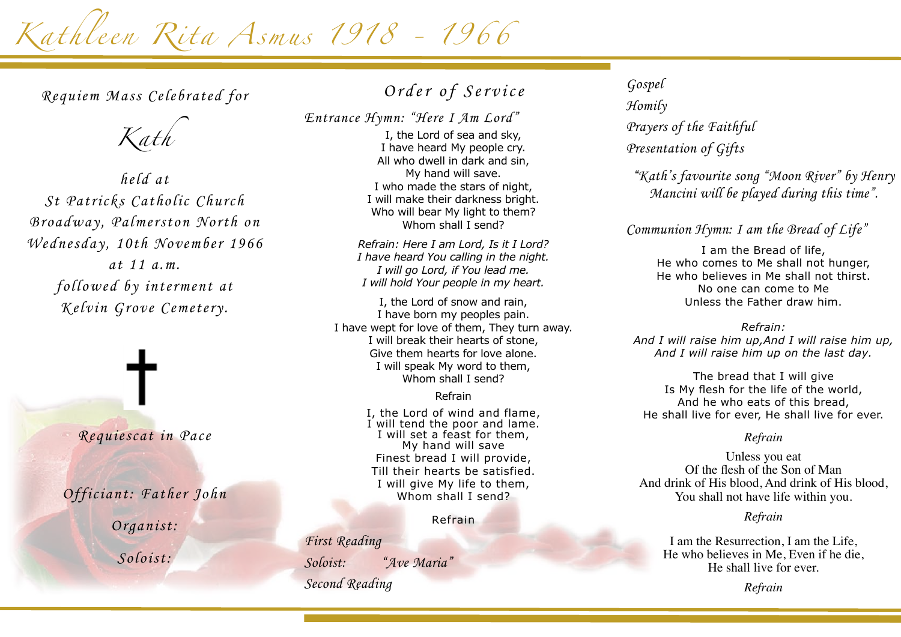# Kathleen Rita Asmus 1918 - 1966

*Requiem Mass Celebrated for*

*Kath*

*held at*
*St Patricks Catholic Church*
*Broadway, Palmerston North on*
*Wednesday, 10th November 1966*
*at 11 a.m.*
*followed by interment at*
*Kelvin Grove Cemetery.*

†

*Requiescat in Pace*

*Officiant: Father John*

*Organist:*

*Soloist:*

## Order of Service

*Entrance Hymn: "Here I Am Lord"*

I, the Lord of sea and sky,
I have heard My people cry.
All who dwell in dark and sin,
My hand will save.
I who made the stars of night,
I will make their darkness bright.
Who will bear My light to them?
Whom shall I send?

*Refrain: Here I am Lord, Is it I Lord?*
*I have heard You calling in the night.*
*I will go Lord, if You lead me.*
*I will hold Your people in my heart.*

I, the Lord of snow and rain,
I have born my peoples pain.
I have wept for love of them, They turn away.
I will break their hearts of stone,
Give them hearts for love alone.
I will speak My word to them,
Whom shall I send?

Refrain

I, the Lord of wind and flame,
I will tend the poor and lame.
I will set a feast for them,
My hand will save
Finest bread I will provide,
Till their hearts be satisfied.
I will give My life to them,
Whom shall I send?

Refrain

*First Reading*

*Soloist: "Ave Maria"*

*Second Reading*

*Gospel*

*Homily*

*Prayers of the Faithful*

*Presentation of Gifts*

*"Kath's favourite song "Moon River" by Henry Mancini will be played during this time".*

*Communion Hymn: I am the Bread of Life"*

I am the Bread of life,
He who comes to Me shall not hunger,
He who believes in Me shall not thirst.
No one can come to Me
Unless the Father draw him.

*Refrain:*
*And I will raise him up,And I will raise him up,*
*And I will raise him up on the last day.*

The bread that I will give
Is My flesh for the life of the world,
And he who eats of this bread,
He shall live for ever, He shall live for ever.

*Refrain*

Unless you eat
Of the flesh of the Son of Man
And drink of His blood, And drink of His blood,
You shall not have life within you.

*Refrain*

I am the Resurrection, I am the Life,
He who believes in Me, Even if he die,
He shall live for ever.

*Refrain*